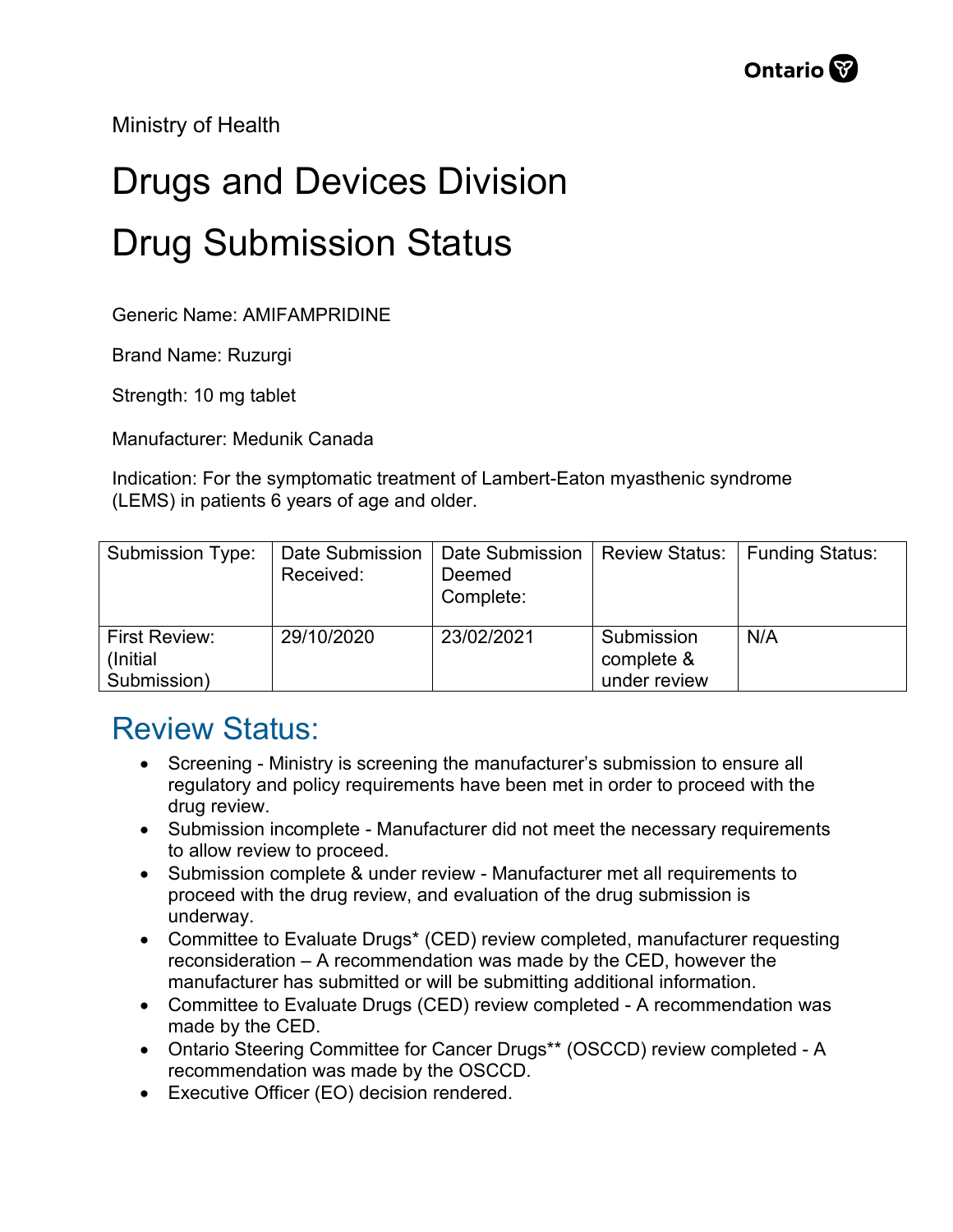Ministry of Health

# Drugs and Devices Division

# Drug Submission Status

Generic Name: AMIFAMPRIDINE

Brand Name: Ruzurgi

Strength: 10 mg tablet

Manufacturer: Medunik Canada

Indication: For the symptomatic treatment of Lambert-Eaton myasthenic syndrome (LEMS) in patients 6 years of age and older.

| Submission Type: | Date Submission Received: | Date Submission Deemed Complete: | Review Status: | Funding Status: |
|---|---|---|---|---|
| First Review: (Initial Submission) | 29/10/2020 | 23/02/2021 | Submission complete & under review | N/A |

## Review Status:

- Screening - Ministry is screening the manufacturer's submission to ensure all regulatory and policy requirements have been met in order to proceed with the drug review.
- Submission incomplete - Manufacturer did not meet the necessary requirements to allow review to proceed.
- Submission complete & under review - Manufacturer met all requirements to proceed with the drug review, and evaluation of the drug submission is underway.
- Committee to Evaluate Drugs* (CED) review completed, manufacturer requesting reconsideration – A recommendation was made by the CED, however the manufacturer has submitted or will be submitting additional information.
- Committee to Evaluate Drugs (CED) review completed - A recommendation was made by the CED.
- Ontario Steering Committee for Cancer Drugs** (OSCCD) review completed - A recommendation was made by the OSCCD.
- Executive Officer (EO) decision rendered.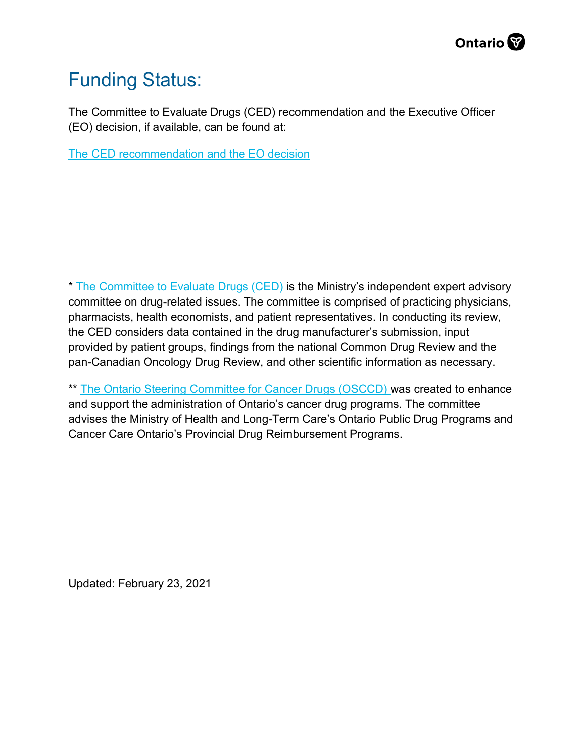# Funding Status:

The Committee to Evaluate Drugs (CED) recommendation and the Executive Officer (EO) decision, if available, can be found at:

The CED recommendation and the EO decision

* The Committee to Evaluate Drugs (CED) is the Ministry's independent expert advisory committee on drug-related issues. The committee is comprised of practicing physicians, pharmacists, health economists, and patient representatives. In conducting its review, the CED considers data contained in the drug manufacturer's submission, input provided by patient groups, findings from the national Common Drug Review and the pan-Canadian Oncology Drug Review, and other scientific information as necessary.

** The Ontario Steering Committee for Cancer Drugs (OSCCD) was created to enhance and support the administration of Ontario's cancer drug programs. The committee advises the Ministry of Health and Long-Term Care's Ontario Public Drug Programs and Cancer Care Ontario's Provincial Drug Reimbursement Programs.

Updated: February 23, 2021